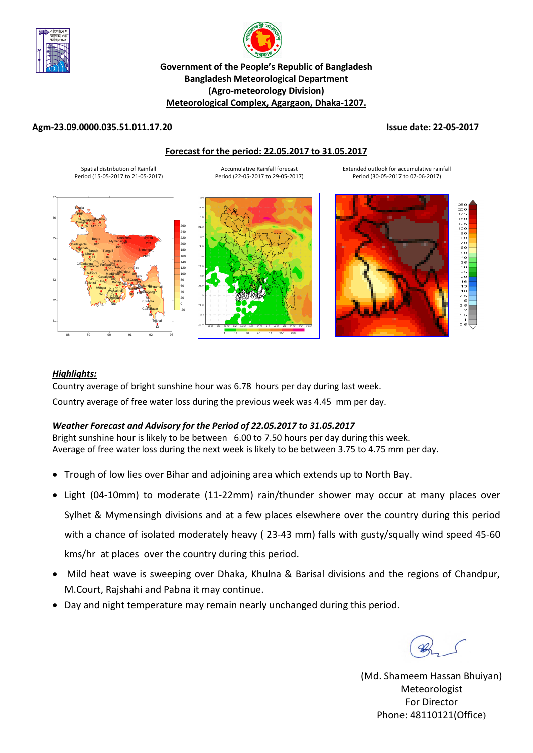**Government of the People's Republic of Bangladesh**
**Bangladesh Meteorological Department**
**(Agro-meteorology Division)**
**Meteorological Complex, Agargaon, Dhaka-1207.**

**Agm-23.09.0000.035.51.011.17.20** **Issue date: 22-05-2017**

## Forecast for the period: 22.05.2017 to 31.05.2017

Spatial distribution of Rainfall
Period (15-05-2017 to 21-05-2017)

Accumulative Rainfall forecast
Period (22-05-2017 to 29-05-2017)

Extended outlook for accumulative rainfall
Period (30-05-2017 to 07-06-2017)

### *Highlights:*

Country average of bright sunshine hour was 6.78 hours per day during last week.

Country average of free water loss during the previous week was 4.45 mm per day.

### *Weather Forecast and Advisory for the Period of 22.05.2017 to 31.05.2017*

Bright sunshine hour is likely to be between 6.00 to 7.50 hours per day during this week.
Average of free water loss during the next week is likely to be between 3.75 to 4.75 mm per day.

- Trough of low lies over Bihar and adjoining area which extends up to North Bay.
- Light (04-10mm) to moderate (11-22mm) rain/thunder shower may occur at many places over Sylhet & Mymensingh divisions and at a few places elsewhere over the country during this period with a chance of isolated moderately heavy ( 23-43 mm) falls with gusty/squally wind speed 45-60 kms/hr at places over the country during this period.
- Mild heat wave is sweeping over Dhaka, Khulna & Barisal divisions and the regions of Chandpur, M.Court, Rajshahi and Pabna it may continue.
- Day and night temperature may remain nearly unchanged during this period.

(Md. Shameem Hassan Bhuiyan)
Meteorologist
For Director
Phone: 48110121(Office)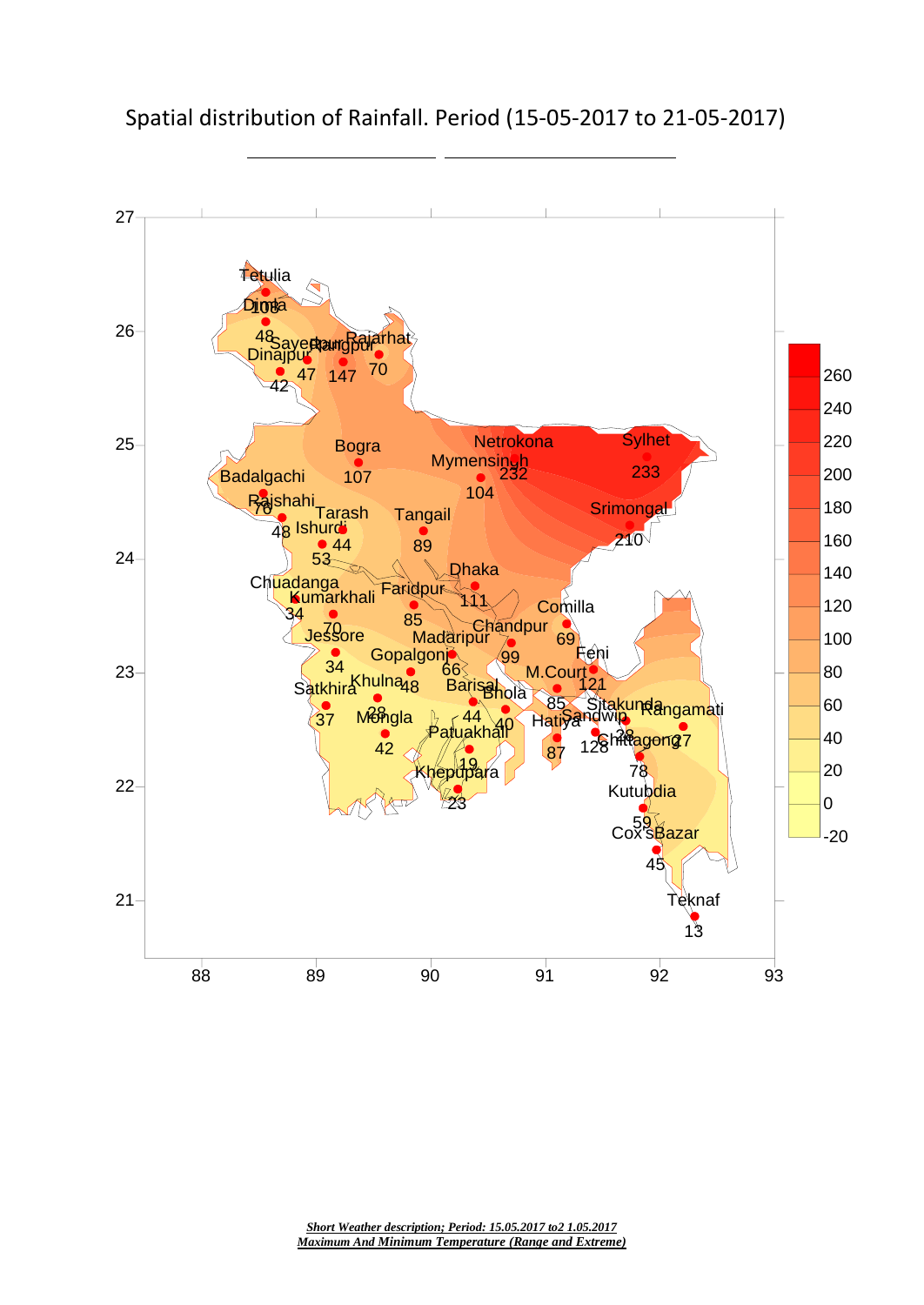# Spatial distribution of Rainfall. Period (15-05-2017 to 21-05-2017)

***Short Weather description; Period: 15.05.2017 to2 1.05.2017***

***Maximum And Minimum Temperature (Range and Extreme)***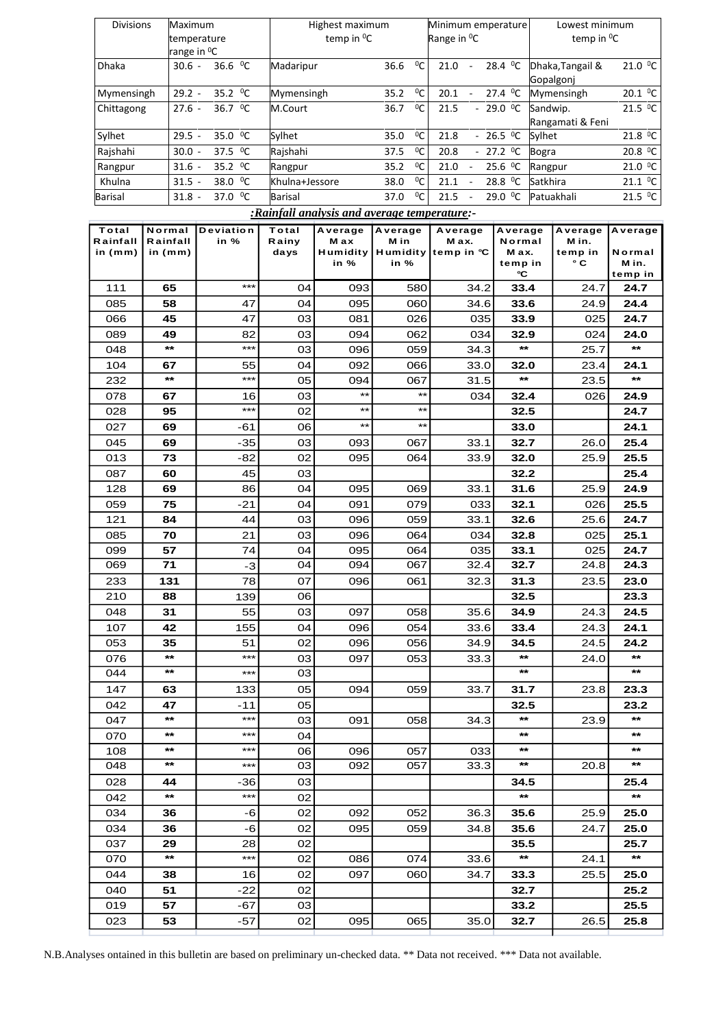| Divisions | Maximum temperature range in $^0$C | Highest maximum temp in $^0$C | | Minimum emperature Range in $^0$C | Lowest minimum temp in $^0$C | |
|---|---|---|---|---|---|---|
| Dhaka | 30.6 - 36.6 $^0$C | Madaripur | 36.6 $^0$C | 21.0 - 28.4 $^0$C | Dhaka,Tangail & Gopalgonj | 21.0 $^0$C |
| Mymensingh | 29.2 - 35.2 $^0$C | Mymensingh | 35.2 $^0$C | 20.1 - 27.4 $^0$C | Mymensingh | 20.1 $^0$C |
| Chittagong | 27.6 - 36.7 $^0$C | M.Court | 36.7 $^0$C | 21.5 - 29.0 $^0$C | Sandwip. Rangamati & Feni | 21.5 $^0$C |
| Sylhet | 29.5 - 35.0 $^0$C | Sylhet | 35.0 $^0$C | 21.8 - 26.5 $^0$C | Sylhet | 21.8 $^0$C |
| Rajshahi | 30.0 - 37.5 $^0$C | Rajshahi | 37.5 $^0$C | 20.8 - 27.2 $^0$C | Bogra | 20.8 $^0$C |
| Rangpur | 31.6 - 35.2 $^0$C | Rangpur | 35.2 $^0$C | 21.0 - 25.6 $^0$C | Rangpur | 21.0 $^0$C |
| Khulna | 31.5 - 38.0 $^0$C | Khulna+Jessore | 38.0 $^0$C | 21.1 - 28.8 $^0$C | Satkhira | 21.1 $^0$C |
| Barisal | 31.8 - 37.0 $^0$C | Barisal | 37.0 $^0$C | 21.5 - 29.0 $^0$C | Patuakhali | 21.5 $^0$C |

***:Rainfall analysis and average temperature:-***

| Total Rainfall in (mm) | Normal Rainfall in (mm) | Deviation in % | Total Rainy days | Average Max Humidity in % | Average Min Humidity in % | Average Max. temp in °C | Average Normal Max. temp in °C | Average Min. temp in °C | Average Normal Min. temp in |
|---|---|---|---|---|---|---|---|---|---|
| 111 | **65** | *** | 04 | 093 | 580 | 34.2 | **33.4** | 24.7 | **24.7** |
| 085 | **58** | 47 | 04 | 095 | 060 | 34.6 | **33.6** | 24.9 | **24.4** |
| 066 | **45** | 47 | 03 | 081 | 026 | 035 | **33.9** | 025 | **24.7** |
| 089 | **49** | 82 | 03 | 094 | 062 | 034 | **32.9** | 024 | **24.0** |
| 048 | ** | *** | 03 | 096 | 059 | 34.3 | ** | 25.7 | ** |
| 104 | **67** | 55 | 04 | 092 | 066 | 33.0 | **32.0** | 23.4 | **24.1** |
| 232 | ** | *** | 05 | 094 | 067 | 31.5 | ** | 23.5 | ** |
| 078 | **67** | 16 | 03 | ** | ** | 034 | **32.4** | 026 | **24.9** |
| 028 | **95** | *** | 02 | ** | ** | | **32.5** | | **24.7** |
| 027 | **69** | -61 | 06 | ** | ** | | **33.0** | | **24.1** |
| 045 | **69** | -35 | 03 | 093 | 067 | 33.1 | **32.7** | 26.0 | **25.4** |
| 013 | **73** | -82 | 02 | 095 | 064 | 33.9 | **32.0** | 25.9 | **25.5** |
| 087 | **60** | 45 | 03 | | | | **32.2** | | **25.4** |
| 128 | **69** | 86 | 04 | 095 | 069 | 33.1 | **31.6** | 25.9 | **24.9** |
| 059 | **75** | -21 | 04 | 091 | 079 | 033 | **32.1** | 026 | **25.5** |
| 121 | **84** | 44 | 03 | 096 | 059 | 33.1 | **32.6** | 25.6 | **24.7** |
| 085 | **70** | 21 | 03 | 096 | 064 | 034 | **32.8** | 025 | **25.1** |
| 099 | **57** | 74 | 04 | 095 | 064 | 035 | **33.1** | 025 | **24.7** |
| 069 | **71** | -3 | 04 | 094 | 067 | 32.4 | **32.7** | 24.8 | **24.3** |
| 233 | **131** | 78 | 07 | 096 | 061 | 32.3 | **31.3** | 23.5 | **23.0** |
| 210 | **88** | 139 | 06 | | | | **32.5** | | **23.3** |
| 048 | **31** | 55 | 03 | 097 | 058 | 35.6 | **34.9** | 24.3 | **24.5** |
| 107 | **42** | 155 | 04 | 096 | 054 | 33.6 | **33.4** | 24.3 | **24.1** |
| 053 | **35** | 51 | 02 | 096 | 056 | 34.9 | **34.5** | 24.5 | **24.2** |
| 076 | ** | *** | 03 | 097 | 053 | 33.3 | ** | 24.0 | ** |
| 044 | ** | *** | 03 | | | | ** | | ** |
| 147 | **63** | 133 | 05 | 094 | 059 | 33.7 | **31.7** | 23.8 | **23.3** |
| 042 | **47** | -11 | 05 | | | | **32.5** | | **23.2** |
| 047 | ** | *** | 03 | 091 | 058 | 34.3 | ** | 23.9 | ** |
| 070 | ** | *** | 04 | | | | ** | | ** |
| 108 | ** | *** | 06 | 096 | 057 | 033 | ** | | ** |
| 048 | ** | *** | 03 | 092 | 057 | 33.3 | ** | 20.8 | ** |
| 028 | **44** | -36 | 03 | | | | **34.5** | | **25.4** |
| 042 | ** | *** | 02 | | | | ** | | ** |
| 034 | **36** | -6 | 02 | 092 | 052 | 36.3 | **35.6** | 25.9 | **25.0** |
| 034 | **36** | -6 | 02 | 095 | 059 | 34.8 | **35.6** | 24.7 | **25.0** |
| 037 | **29** | 28 | 02 | | | | **35.5** | | **25.7** |
| 070 | ** | *** | 02 | 086 | 074 | 33.6 | ** | 24.1 | ** |
| 044 | **38** | 16 | 02 | 097 | 060 | 34.7 | **33.3** | 25.5 | **25.0** |
| 040 | **51** | -22 | 02 | | | | **32.7** | | **25.2** |
| 019 | **57** | -67 | 03 | | | | **33.2** | | **25.5** |
| 023 | **53** | -57 | 02 | 095 | 065 | 35.0 | **32.7** | 26.5 | **25.8** |

N.B.Analyses ontained in this bulletin are based on preliminary un-checked data. ** Data not received. *** Data not available.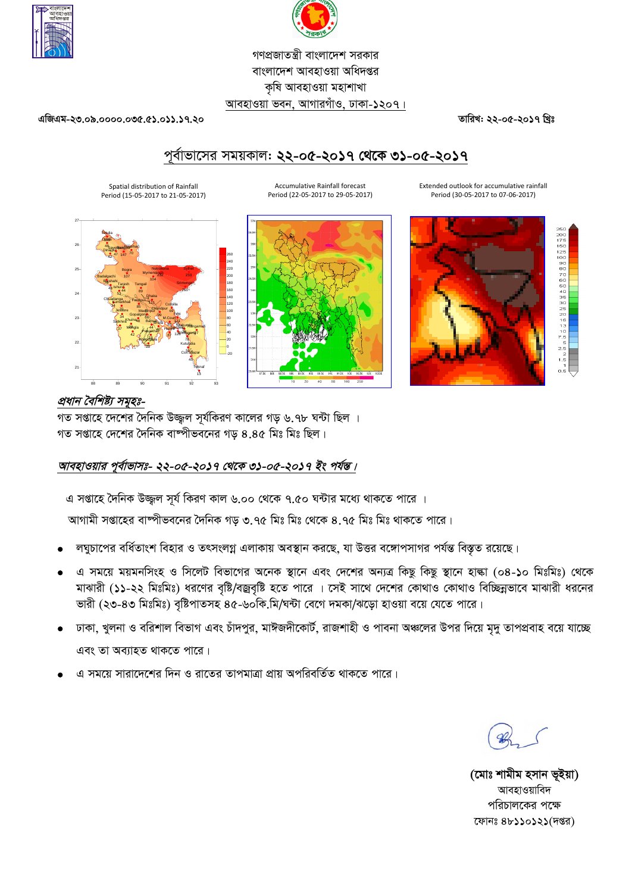গণপ্রজাতন্ত্রী বাংলাদেশ সরকার
বাংলাদেশ আবহাওয়া অধিদপ্তর
কৃষি আবহাওয়া মহাশাখা
আবহাওয়া ভবন, আগারগাঁও, ঢাকা-১২০৭।

এজিএম-২৩.০৯.০০০০.০৩৫.৫১.০১১.১৭.২০

তারিখ: ২২-০৫-২০১৭ খ্রিঃ

## পূর্বাভাসের সময়কাল: ২২-০৫-২০১৭ থেকে ৩১-০৫-২০১৭

Spatial distribution of Rainfall
Period (15-05-2017 to 21-05-2017)

Accumulative Rainfall forecast
Period (22-05-2017 to 29-05-2017)

Extended outlook for accumulative rainfall
Period (30-05-2017 to 07-06-2017)

### *প্রধান বৈশিষ্ট্য সমূহঃ-*

গত সপ্তাহে দেশের দৈনিক উজ্জ্বল সূর্যকিরণ কালের গড় ৬.৭৮ ঘন্টা ছিল ।
গত সপ্তাহে দেশের দৈনিক বাষ্পীভবনের গড় ৪.৪৫ মিঃ মিঃ ছিল।

### *আবহাওয়ার পূর্বাভাসঃ- ২২-০৫-২০১৭ থেকে ৩১-০৫-২০১৭ ইং পর্যন্ত।*

এ সপ্তাহে দৈনিক উজ্জ্বল সূর্য কিরণ কাল ৬.০০ থেকে ৭.৫০ ঘন্টার মধ্যে থাকতে পারে ।
আগামী সপ্তাহের বাষ্পীভবনের দৈনিক গড় ৩.৭৫ মিঃ মিঃ থেকে ৪.৭৫ মিঃ মিঃ থাকতে পারে।

- লঘুচাপের বর্ধিতাংশ বিহার ও তৎসংলগ্ন এলাকায় অবস্থান করছে, যা উত্তর বঙ্গোপসাগর পর্যন্ত বিস্তৃত রয়েছে।
- এ সময়ে ময়মনসিংহ ও সিলেট বিভাগের অনেক স্থানে এবং দেশের অন্যত্র কিছু কিছু স্থানে হাল্কা (০৪-১০ মিঃমিঃ) থেকে মাঝারী (১১-২২ মিঃমিঃ) ধরণের বৃষ্টি/বজ্রবৃষ্টি হতে পারে । সেই সাথে দেশের কোথাও কোথাও বিচ্ছিন্নভাবে মাঝারী ধরনের ভারী (২৩-৪৩ মিঃমিঃ) বৃষ্টিপাতসহ ৪৫-৬০কি.মি/ঘন্টা বেগে দমকা/ঝড়ো হাওয়া বয়ে যেতে পারে।
- ঢাকা, খুলনা ও বরিশাল বিভাগ এবং চাঁদপুর, মাঈজদীকোর্ট, রাজশাহী ও পাবনা অঞ্চলের উপর দিয়ে মৃদু তাপপ্রবাহ বয়ে যাচ্ছে এবং তা অব্যাহত থাকতে পারে।
- এ সময়ে সারাদেশের দিন ও রাতের তাপমাত্রা প্রায় অপরিবর্তিত থাকতে পারে।

**(মোঃ শামীম হসান ভূইয়া)**
আবহাওয়াবিদ
পরিচালকের পক্ষে
ফোনঃ ৪৮১১০১২১(দপ্তর)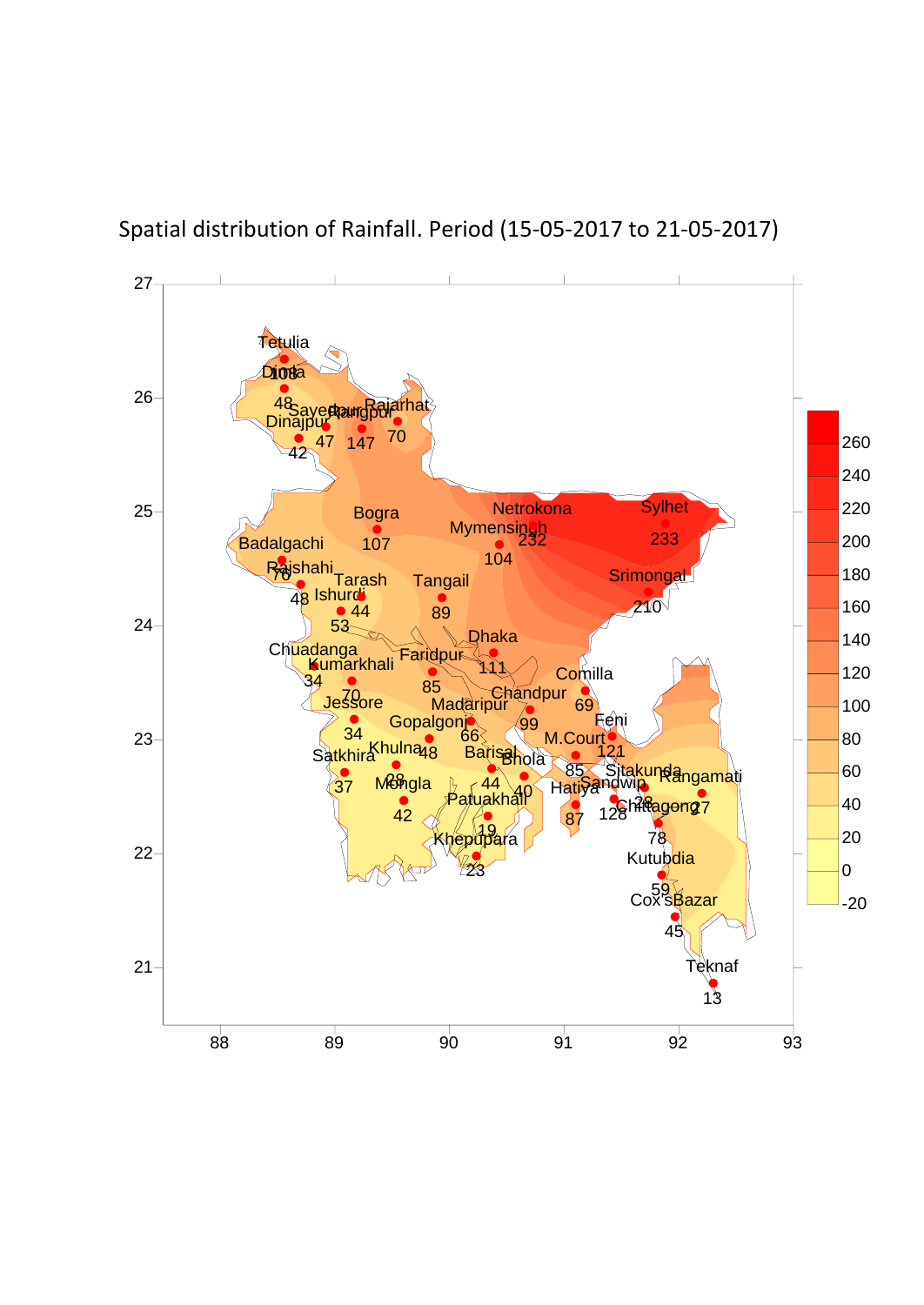Spatial distribution of Rainfall. Period (15-05-2017 to 21-05-2017)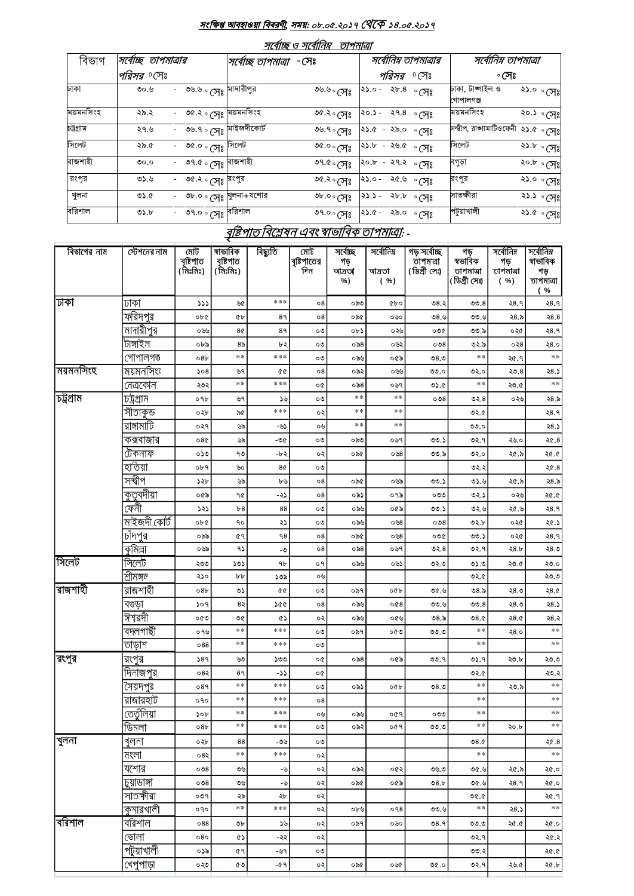### সংক্ষিপ্ত আবহাওয়া বিবরণী, সময়: ০৮.০৫.২০১৭ থেকে ১৪.০৫.২০১৭

#### সর্বোচ্চ ও সর্বোনিম্ন তাপমাত্রা

| বিভাগ | সর্বোচ্চ তাপমাত্রার পরিসর °সেঃ | সর্বোচ্চ তাপমাত্রা °সেঃ | | সর্বোনিম্ন তাপমাত্রার পরিসর °সেঃ | সর্বোনিম্ন তাপমাত্রা °সেঃ | |
|---|---|---|---|---|---|---|
| ঢাকা | ৩০.৬ - ৩৬.৬ °সেঃ | মাদারীপুর | ৩৬.৬ °সেঃ | ২১.০ - ২৮.৪ °সেঃ | ঢাকা, টাঙ্গাইল ও গোপালগঞ্জ | ২১.০ °সেঃ |
| ময়মনসিংহ | ২৯.২ - ৩৫.২ °সেঃ | ময়মনসিংহ | ৩৫.২ °সেঃ | ২০.১ - ২৭.৪ °সেঃ | ময়মনসিংহ | ২০.১ °সেঃ |
| চট্টগ্রাম | ২৭.৬ - ৩৬.৭ °সেঃ | মাইজদীকোর্ট | ৩৬.৭ °সেঃ | ২১.৫ - ২৯.০ °সেঃ | সন্দ্বীপ, রাঙ্গামাটিওফেনী | ২১.৫ °সেঃ |
| সিলেট | ২৯.৫ - ৩৫.০ °সেঃ | সিলেট | ৩৫.০ °সেঃ | ২১.৮ - ২৬.৫ °সেঃ | সিলেট | ২১.৮ °সেঃ |
| রাজশাহী | ৩০.০ - ৩৭.৫ °সেঃ | রাজশাহী | ৩৭.৫ °সেঃ | ২০.৮ - ২৭.২ °সেঃ | বগুড়া | ২০.৮ °সেঃ |
| রংপুর | ৩১.৬ - ৩৫.২ °সেঃ | রংপুর | ৩৫.২ °সেঃ | ২১.০ - ২৫.৬ °সেঃ | রংপুর | ২১.০ °সেঃ |
| খুলনা | ৩১.৫ - ৩৮.০ °সেঃ | খুলনা+যশোর | ৩৮.০ °সেঃ | ২১.১ - ২৮.৮ °সেঃ | সাতক্ষীরা | ২১.১ °সেঃ |
| বরিশাল | ৩১.৮ - ৩৭.০ °সেঃ | বরিশাল | ৩৭.০ °সেঃ | ২১.৫ - ২৯.০ °সেঃ | পটুয়াখালী | ২১.৫ °সেঃ |

#### বৃষ্টিপাত বিশ্লেষন এবং স্বাভাবিক তাপমাত্রা: -

| বিভাগের নাম | স্টেশনের নাম | মোট বৃষ্টিপাত (মিঃমিঃ) | স্বাভাবিক বৃষ্টিপাত (মিঃমিঃ) | বিচ্যুতি | মোট বৃষ্টিপাতের দিন | সর্বোচ্চ গড় আদ্রতা %) | সর্বোনিম্ন আদ্রতা ( %) | গড় সর্বোচ্চ তাপমাত্রা (ডিগ্রী সেঃ) | গড় স্বাভাবিক তাপমাত্রা (ডিগ্রী সেঃ) | সর্বোনিম্ন গড় তাপমাত্রা ( %) | সর্বোনিম্ন স্বাভাবিক গড় তাপমাত্রা ( % |
|---|---|---|---|---|---|---|---|---|---|---|---|
| ঢাকা | ঢাকা | ১১১ | ৬৫ | *** | ০৪ | ০৯৩ | ৫৮০ | ৩৪.২ | ৩৩.৪ | ২৪.৭ | ২৪.৭ |
| | ফরিদপুর | ০৮৫ | ৫৮ | ৪৭ | ০৪ | ০৯৫ | ০৬০ | ৩৪.৬ | ৩৩.৬ | ২৪.৯ | ২৪.৪ |
| | মাদারীপুর | ০৬৬ | ৪৫ | ৪৭ | ০৩ | ০৮১ | ০২৬ | ০৩৫ | ৩৩.৯ | ০২৫ | ২৪.৭ |
| | টাঙ্গাইল | ০৮৯ | ৪৯ | ৮২ | ০৩ | ০৯৪ | ০৬২ | ০৩৪ | ৩২.৯ | ০২৪ | ২৪.০ |
| | গোপালগঞ্জ | ০৪৮ | ** | *** | ০৩ | ০৯৬ | ০৫৯ | ৩৪.৩ | ** | ২৫.৭ | ** |
| ময়মনসিংহ | ময়মনসিংহ | ১০৪ | ৬৭ | ৫৫ | ০৪ | ০৯২ | ০৬৬ | ৩৩.০ | ৩২.০ | ২৩.৪ | ২৪.১ |
| | নেত্রকোন | ২০২ | ** | *** | ০৫ | ০৯৪ | ০৬৭ | ৩১.৫ | ** | ২৩.৫ | ** |
| চট্টগ্রাম | চট্টগ্রাম | ০৭৮ | ৬৭ | ১৬ | ০৩ | ** | ** | ০৩৪ | ৩২.৪ | ০২৬ | ২৪.৯ |
| | সীতাকুন্ড | ০২৮ | ৯৫ | *** | ০২ | ** | ** | | ৩২.৫ | | ২৪.৭ |
| | রাঙ্গামাটি | ০২৭ | ৬৯ | -৬১ | ০৬ | ** | ** | | ৩৩.০ | | ২৪.১ |
| | কক্সবাজার | ০৪৫ | ৬৯ | -৩৫ | ০৩ | ০৯৩ | ০৬৭ | ৩৩.১ | ৩২.৭ | ২৬.০ | ২৫.৪ |
| | টেকনাফ | ০১৩ | ৭৩ | -৮২ | ০২ | ০৯৫ | ০৬৪ | ৩৩.৯ | ৩২.০ | ২৫.৯ | ২৫.৫ |
| | হাতিয়া | ০৮৭ | ৬০ | ৪৫ | ০৩ | | | | ৩২.২ | | ২৫.৪ |
| | সন্দ্বীপ | ১২৮ | ৬৯ | ৮৬ | ০৪ | ০৯৫ | ০৬৯ | ৩৩.১ | ৩১.৬ | ২৫.৯ | ২৪.৯ |
| | কুতুবদীয়া | ০৫৯ | ৭৫ | -২১ | ০৪ | ০৯১ | ০৭৯ | ০৩৩ | ৩২.১ | ০২৬ | ২৫.৫ |
| | ফেনী | ১২১ | ৮৪ | ৪৪ | ০৩ | ০৯৬ | ০৫৯ | ৩৩.১ | ৩২.৬ | ২৫.৬ | ২৪.৭ |
| | মাইজদী কোর্ট | ০৮৫ | ৭০ | ২১ | ০৩ | ০৯৬ | ০৬৪ | ০৩৪ | ৩২.৮ | ০২৫ | ২৫.১ |
| | চাঁদপুর | ০৯৯ | ৫৭ | ৭৪ | ০৪ | ০৯৫ | ০৬৪ | ০৩৫ | ৩৩.১ | ০২৫ | ২৪.৭ |
| | কুমিল্লা | ০৬৯ | ৭১ | -৩ | ০৪ | ০৯৪ | ০৬৭ | ৩২.৪ | ৩২.৭ | ২৪.৮ | ২৪.৩ |
| সিলেট | সিলেট | ২৩৩ | ১৩১ | ৭৮ | ০৭ | ০৯৬ | ০৬১ | ৩২.৩ | ৩১.৩ | ২৩.৫ | ২৩.০ |
| | শ্রীমঙ্গল | ২১০ | ৮৮ | ১৩৯ | ০৬ | | | | ৩২.৫ | | ২৩.৩ |
| রাজশাহী | রাজশাহী | ০৪৮ | ৩১ | ৫৫ | ০৩ | ০৯৭ | ০৫৮ | ৩৫.৬ | ৩৪.৯ | ২৪.৩ | ২৪.৫ |
| | বগুড়া | ১০৭ | ৪২ | ১৫৫ | ০৪ | ০৯৬ | ০৫৪ | ৩৩.৬ | ৩৩.৪ | ২৪.৩ | ২৪.১ |
| | ঈশ্বরদী | ০৫৩ | ৩৫ | ৫১ | ০২ | ০৯৬ | ০৫৬ | ৩৪.৯ | ৩৪.৫ | ২৪.৫ | ২৪.২ |
| | বদলগাছী | ০৭৬ | ** | *** | ০৩ | ০৯৭ | ০৫৩ | ৩৩.৩ | ** | ২৪.০ | ** |
| | তাড়াশ | ০৪৪ | ** | *** | ০৩ | | | | ** | | ** |
| রংপুর | রংপুর | ১৪৭ | ৬৩ | ১৩৩ | ০৫ | ০৯৪ | ০৫৯ | ৩৩.৭ | ৩১.৭ | ২৩.৮ | ২৩.৩ |
| | দিনাজপুর | ০৪২ | ৪৭ | -১১ | ০৫ | | | | ৩২.৫ | | ২৩.২ |
| | সৈয়দপুর | ০৪৭ | ** | *** | ০৩ | ০৯১ | ০৫৮ | ৩৪.৩ | ** | ২৩.৯ | ** |
| | রাজারহাট | ০৭০ | ** | *** | ০৪ | | | | ** | | ** |
| | তেতুঁলিয়া | ১০৮ | ** | *** | ০৬ | ০৯৬ | ০৫৭ | ০৩৩ | ** | | ** |
| | ডিমলা | ০৪৮ | ** | *** | ০৩ | ০৯২ | ০৫৭ | ৩৩.৩ | ** | ২৩.৮ | ** |
| খুলনা | খুলনা | ০২৮ | ৪৪ | -৩৬ | ০৩ | | | | ৩৪.৫ | | ২৫.৪ |
| | মংলা | ০৪২ | ** | *** | ০২ | | | | ** | | ** |
| | যশোর | ০৩৪ | ৩৬ | -৬ | ০২ | ০৯২ | ০৫২ | ৩৬.৩ | ৩৫.৬ | ২৫.৯ | ২৫.০ |
| | চুয়াডাঙ্গা | ০৩৪ | ৩৬ | -৬ | ০২ | ০৯৫ | ০৫৯ | ৩৪.৮ | ৩৫.৬ | ২৪.৭ | ২৫.০ |
| | সাতক্ষীরা | ০৩৭ | ২৯ | ২৮ | ০২ | | | | ৩৫.৫ | | ২৫.৭ |
| | কুমারখালী | ০৭০ | ** | *** | ০২ | ০৮৬ | ০৭৪ | ৩৩.৬ | ** | ২৪.১ | ** |
| বরিশাল | বরিশাল | ০৪৪ | ৩৮ | ১৬ | ০২ | ০৯৭ | ০৬০ | ৩৪.৭ | ৩৩.৩ | ২৫.৫ | ২৫.০ |
| | ভোলা | ০৪০ | ৫১ | -২২ | ০২ | | | | ৩২.৭ | | ২৫.২ |
| | পটুয়াখালী | ০১৯ | ৫৭ | -৬৭ | ০৩ | | | | ৩৩.২ | | ২৫.৫ |
| | খেপুপাড়া | ০২৩ | ৫৩ | -৫৭ | ০২ | ০৯৫ | ০৬৫ | ৩৫.০ | ৩২.৭ | ২৬.৫ | ২৫.৮ |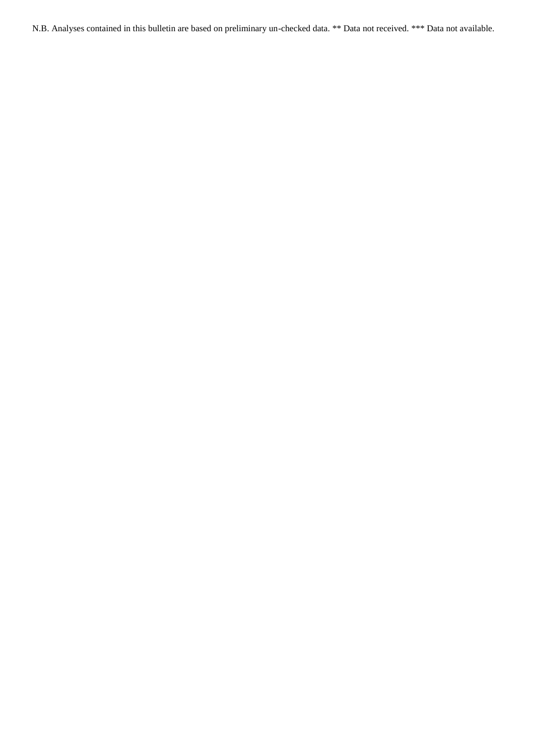N.B. Analyses contained in this bulletin are based on preliminary un-checked data. ** Data not received. *** Data not available.